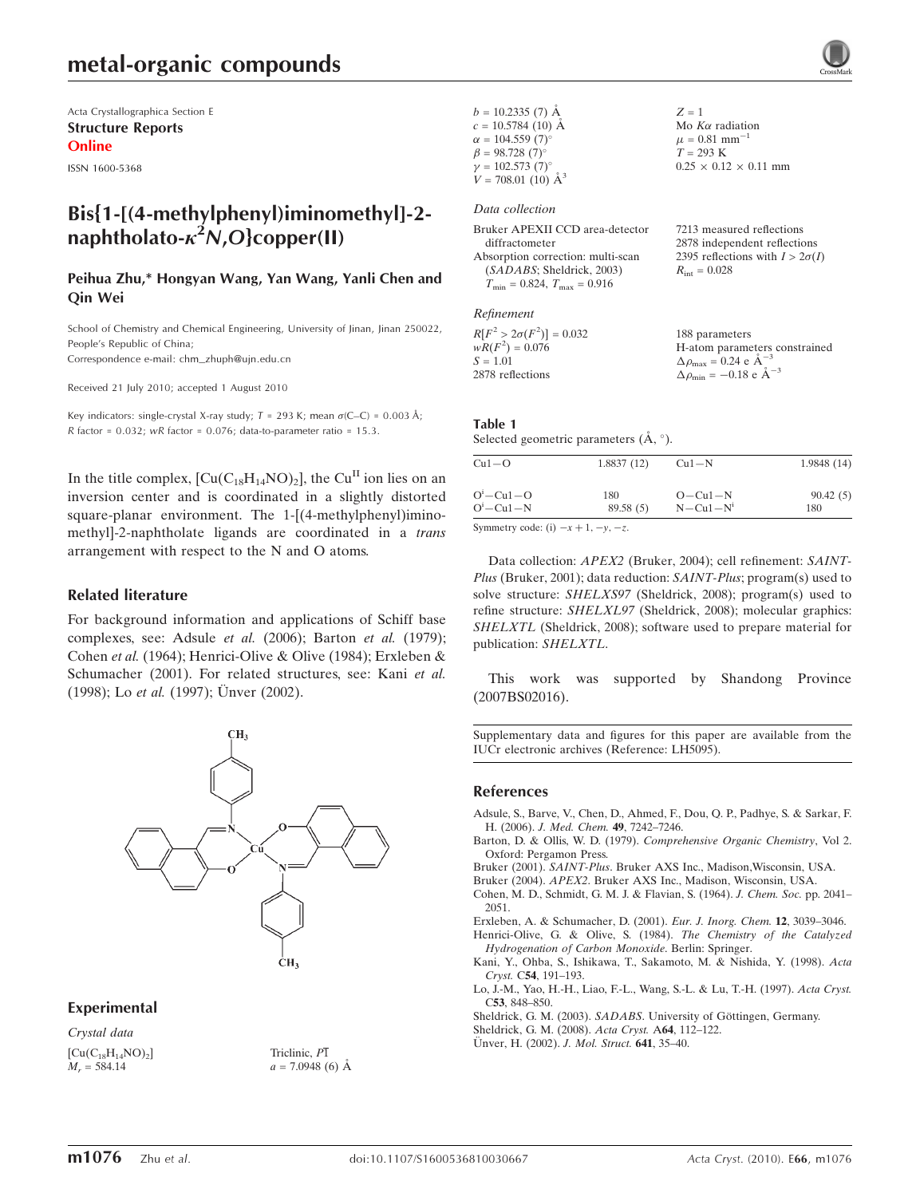Acta Crystallographica Section E
**Structure Reports Online**
ISSN 1600-5368

# Bis{1-[(4-methylphenyl)iminomethyl]-2-naphtholato-$\kappa^2N,O$}copper(II)

**Peihua Zhu,* Hongyan Wang, Yan Wang, Yanli Chen and Qin Wei**

School of Chemistry and Chemical Engineering, University of Jinan, Jinan 250022, People's Republic of China;
Correspondence e-mail: chm_zhuph@ujn.edu.cn

Received 21 July 2010; accepted 1 August 2010

Key indicators: single-crystal X-ray study; $T$ = 293 K; mean $\sigma$(C–C) = 0.003 Å; $R$ factor = 0.032; $wR$ factor = 0.076; data-to-parameter ratio = 15.3.

In the title complex, $[Cu(C_{18}H_{14}NO)_2]$, the Cu$^{II}$ ion lies on an inversion center and is coordinated in a slightly distorted square-planar environment. The 1-[(4-methylphenyl)iminomethyl]-2-naphtholate ligands are coordinated in a *trans* arrangement with respect to the N and O atoms.

## Related literature

For background information and applications of Schiff base complexes, see: Adsule *et al.* (2006); Barton *et al.* (1979); Cohen *et al.* (1964); Henrici-Olive & Olive (1984); Erxleben & Schumacher (2001). For related structures, see: Kani *et al.* (1998); Lo *et al.* (1997); Ünver (2002).

## Experimental

### Crystal data

$[Cu(C_{18}H_{14}NO)_2]$
$M_r$ = 584.14
Triclinic, $P\overline{1}$
$a$ = 7.0948 (6) Å
$b$ = 10.2335 (7) Å
$c$ = 10.5784 (10) Å
$\alpha$ = 104.559 (7)°
$\beta$ = 98.728 (7)°
$\gamma$ = 102.573 (7)°
$V$ = 708.01 (10) Å$^3$
$Z$ = 1
Mo $K\alpha$ radiation
$\mu$ = 0.81 mm$^{-1}$
$T$ = 293 K
0.25 × 0.12 × 0.11 mm

### Data collection

Bruker APEXII CCD area-detector diffractometer
Absorption correction: multi-scan (*SADABS*; Sheldrick, 2003)
$T_{min}$ = 0.824, $T_{max}$ = 0.916
7213 measured reflections
2878 independent reflections
2395 reflections with $I > 2\sigma(I)$
$R_{int}$ = 0.028

### Refinement

$R[F^2 > 2\sigma(F^2)]$ = 0.032
$wR(F^2)$ = 0.076
$S$ = 1.01
2878 reflections
188 parameters
H-atom parameters constrained
$\Delta\rho_{max}$ = 0.24 e Å$^{-3}$
$\Delta\rho_{min}$ = −0.18 e Å$^{-3}$

**Table 1**
Selected geometric parameters (Å, °).

| | | | |
|---|---|---|---|
| Cu1—O | 1.8837 (12) | Cu1—N | 1.9848 (14) |
| O$^i$—Cu1—O | 180 | O—Cu1—N | 90.42 (5) |
| O$^i$—Cu1—N | 89.58 (5) | N—Cu1—N$^i$ | 180 |

Symmetry code: (i) $-x+1, -y, -z$.

Data collection: *APEX2* (Bruker, 2004); cell refinement: *SAINT-Plus* (Bruker, 2001); data reduction: *SAINT-Plus*; program(s) used to solve structure: *SHELXS97* (Sheldrick, 2008); program(s) used to refine structure: *SHELXL97* (Sheldrick, 2008); molecular graphics: *SHELXTL* (Sheldrick, 2008); software used to prepare material for publication: *SHELXTL*.

This work was supported by Shandong Province (2007BS02016).

Supplementary data and figures for this paper are available from the IUCr electronic archives (Reference: LH5095).

## References

Adsule, S., Barve, V., Chen, D., Ahmed, F., Dou, Q. P., Padhye, S. & Sarkar, F. H. (2006). *J. Med. Chem.* **49**, 7242–7246.
Barton, D. & Ollis, W. D. (1979). *Comprehensive Organic Chemistry*, Vol 2. Oxford: Pergamon Press.
Bruker (2001). *SAINT-Plus*. Bruker AXS Inc., Madison,Wisconsin, USA.
Bruker (2004). *APEX2*. Bruker AXS Inc., Madison, Wisconsin, USA.
Cohen, M. D., Schmidt, G. M. J. & Flavian, S. (1964). *J. Chem. Soc.* pp. 2041–2051.
Erxleben, A. & Schumacher, D. (2001). *Eur. J. Inorg. Chem.* **12**, 3039–3046.
Henrici-Olive, G. & Olive, S. (1984). *The Chemistry of the Catalyzed Hydrogenation of Carbon Monoxide*. Berlin: Springer.
Kani, Y., Ohba, S., Ishikawa, T., Sakamoto, M. & Nishida, Y. (1998). *Acta Cryst.* C**54**, 191–193.
Lo, J.-M., Yao, H.-H., Liao, F.-L., Wang, S.-L. & Lu, T.-H. (1997). *Acta Cryst.* C**53**, 848–850.
Sheldrick, G. M. (2003). *SADABS*. University of Göttingen, Germany.
Sheldrick, G. M. (2008). *Acta Cryst.* A**64**, 112–122.
Ünver, H. (2002). *J. Mol. Struct.* **641**, 35–40.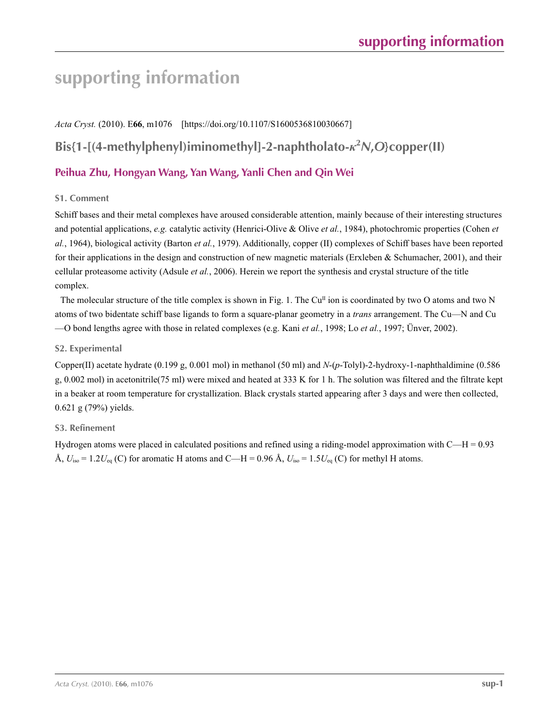# supporting information

*Acta Cryst.* (2010). E**66**, m1076 [https://doi.org/10.1107/S1600536810030667]

## Bis{1-[(4-methylphenyl)iminomethyl]-2-naphtholato-$\kappa^2N,O$}copper(II)

### Peihua Zhu, Hongyan Wang, Yan Wang, Yanli Chen and Qin Wei

### S1. Comment

Schiff bases and their metal complexes have aroused considerable attention, mainly because of their interesting structures and potential applications, *e.g.* catalytic activity (Henrici-Olive & Olive *et al.*, 1984), photochromic properties (Cohen *et al.*, 1964), biological activity (Barton *et al.*, 1979). Additionally, copper (II) complexes of Schiff bases have been reported for their applications in the design and construction of new magnetic materials (Erxleben & Schumacher, 2001), and their cellular proteasome activity (Adsule *et al.*, 2006). Herein we report the synthesis and crystal structure of the title complex.

The molecular structure of the title complex is shown in Fig. 1. The $Cu^{II}$ ion is coordinated by two O atoms and two N atoms of two bidentate schiff base ligands to form a square-planar geometry in a *trans* arrangement. The Cu—N and Cu—O bond lengths agree with those in related complexes (e.g. Kani *et al.*, 1998; Lo *et al.*, 1997; Ünver, 2002).

### S2. Experimental

Copper(II) acetate hydrate (0.199 g, 0.001 mol) in methanol (50 ml) and *N*-(*p*-Tolyl)-2-hydroxy-1-naphthaldimine (0.586 g, 0.002 mol) in acetonitrile(75 ml) were mixed and heated at 333 K for 1 h. The solution was filtered and the filtrate kept in a beaker at room temperature for crystallization. Black crystals started appearing after 3 days and were then collected, 0.621 g (79%) yields.

### S3. Refinement

Hydrogen atoms were placed in calculated positions and refined using a riding-model approximation with C—H = 0.93 Å, $U_{iso} = 1.2U_{eq}$ (C) for aromatic H atoms and C—H = 0.96 Å, $U_{iso} = 1.5U_{eq}$ (C) for methyl H atoms.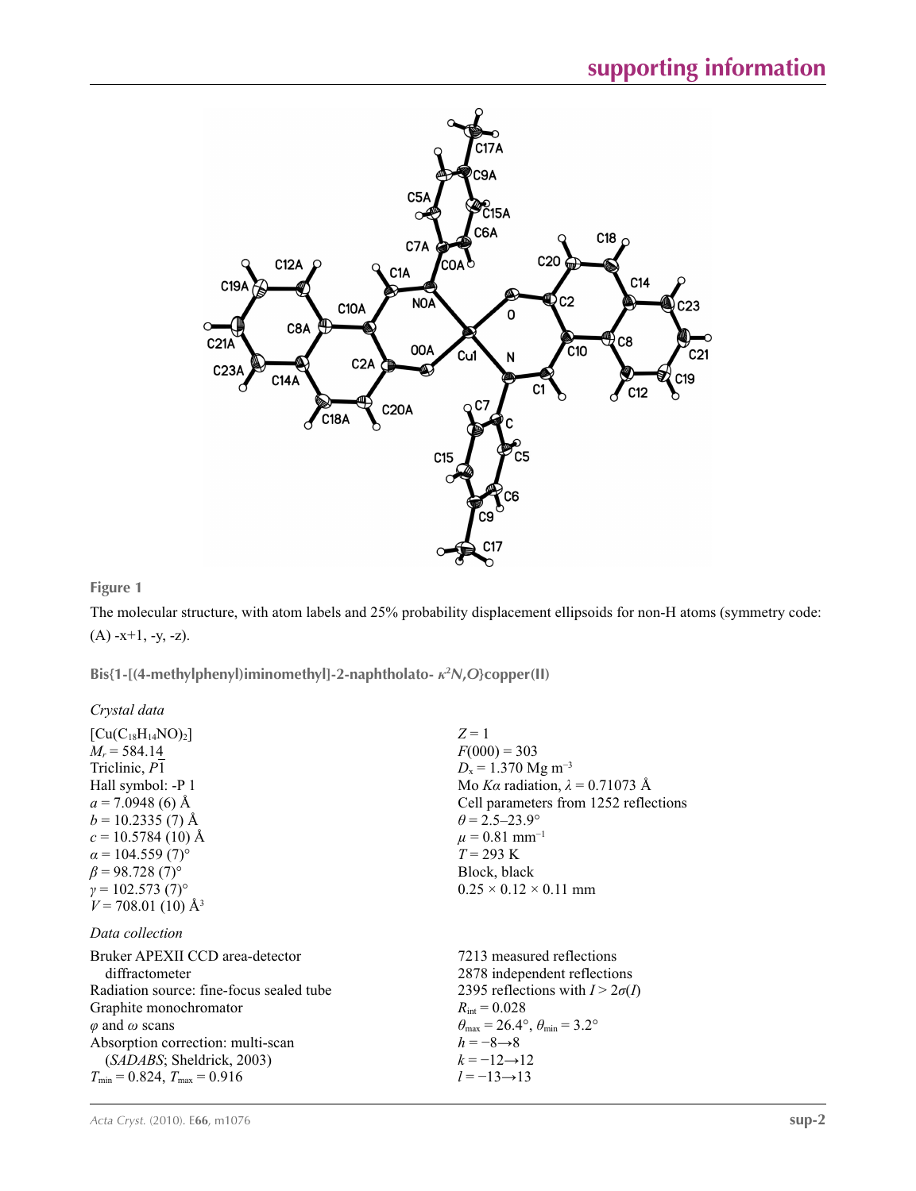**Figure 1**

The molecular structure, with atom labels and 25% probability displacement ellipsoids for non-H atoms (symmetry code: (A) -x+1, -y, -z).

## Bis{1-[(4-methylphenyl)iminomethyl]-2-naphtholato- $\kappa^2N,O$}copper(II)

### *Crystal data*

$[Cu(C_{18}H_{14}NO)_2]$
$M_r = 584.14$
Triclinic, $P\overline{1}$
Hall symbol: -P 1
$a = 7.0948$ (6) Å
$b = 10.2335$ (7) Å
$c = 10.5784$ (10) Å
$\alpha = 104.559$ (7)°
$\beta = 98.728$ (7)°
$\gamma = 102.573$ (7)°
$V = 708.01$ (10) Å$^3$
$Z = 1$
$F(000) = 303$
$D_x = 1.370$ Mg m$^{-3}$
Mo $K\alpha$ radiation, $\lambda = 0.71073$ Å
Cell parameters from 1252 reflections
$\theta = 2.5$–23.9°
$\mu = 0.81$ mm$^{-1}$
$T = 293$ K
Block, black
$0.25 \times 0.12 \times 0.11$ mm

### *Data collection*

Bruker APEXII CCD area-detector diffractometer
Radiation source: fine-focus sealed tube
Graphite monochromator
$\varphi$ and $\omega$ scans
Absorption correction: multi-scan (*SADABS*; Sheldrick, 2003)
$T_{min} = 0.824$, $T_{max} = 0.916$
7213 measured reflections
2878 independent reflections
2395 reflections with $I > 2\sigma(I)$
$R_{int} = 0.028$
$\theta_{max} = 26.4°$, $\theta_{min} = 3.2°$
$h = -8 \rightarrow 8$
$k = -12 \rightarrow 12$
$l = -13 \rightarrow 13$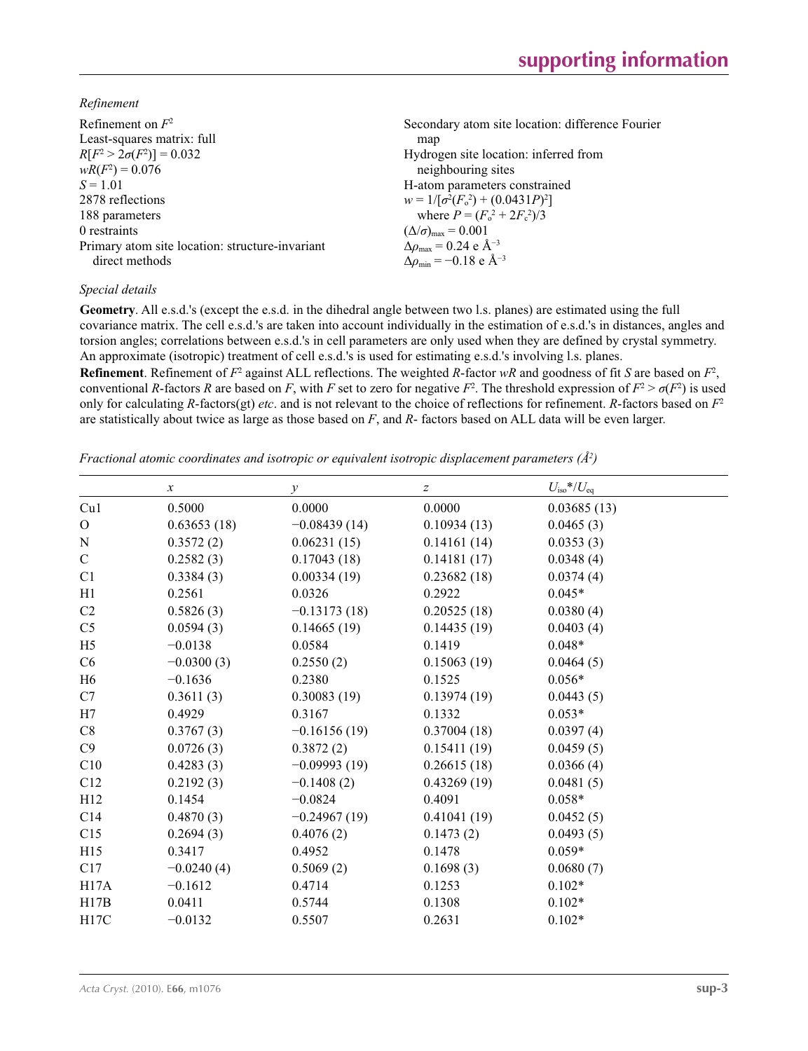*Refinement*

Refinement on $F^2$
Least-squares matrix: full
$R[F^2 > 2\sigma(F^2)] = 0.032$
$wR(F^2) = 0.076$
$S = 1.01$
2878 reflections
188 parameters
0 restraints
Primary atom site location: structure-invariant direct methods
Secondary atom site location: difference Fourier map
Hydrogen site location: inferred from neighbouring sites
H-atom parameters constrained
$w = 1/[\sigma^2(F_o^2) + (0.0431P)^2]$
where $P = (F_o^2 + 2F_c^2)/3$
$(\Delta/\sigma)_{max} = 0.001$
$\Delta\rho_{max} = 0.24$ e Å$^{-3}$
$\Delta\rho_{min} = -0.18$ e Å$^{-3}$

*Special details*

**Geometry**. All e.s.d.'s (except the e.s.d. in the dihedral angle between two l.s. planes) are estimated using the full covariance matrix. The cell e.s.d.'s are taken into account individually in the estimation of e.s.d.'s in distances, angles and torsion angles; correlations between e.s.d.'s in cell parameters are only used when they are defined by crystal symmetry. An approximate (isotropic) treatment of cell e.s.d.'s is used for estimating e.s.d.'s involving l.s. planes.

**Refinement**. Refinement of $F^2$ against ALL reflections. The weighted $R$-factor $wR$ and goodness of fit $S$ are based on $F^2$, conventional $R$-factors $R$ are based on $F$, with $F$ set to zero for negative $F^2$. The threshold expression of $F^2 > \sigma(F^2)$ is used only for calculating $R$-factors(gt) *etc*. and is not relevant to the choice of reflections for refinement. $R$-factors based on $F^2$ are statistically about twice as large as those based on $F$, and $R$- factors based on ALL data will be even larger.

*Fractional atomic coordinates and isotropic or equivalent isotropic displacement parameters (Å$^2$)*

| | $x$ | $y$ | $z$ | $U_{iso}$\*/$U_{eq}$ |
|---|---|---|---|---|
| Cu1 | 0.5000 | 0.0000 | 0.0000 | 0.03685 (13) |
| O | 0.63653 (18) | −0.08439 (14) | 0.10934 (13) | 0.0465 (3) |
| N | 0.3572 (2) | 0.06231 (15) | 0.14161 (14) | 0.0353 (3) |
| C | 0.2582 (3) | 0.17043 (18) | 0.14181 (17) | 0.0348 (4) |
| C1 | 0.3384 (3) | 0.00334 (19) | 0.23682 (18) | 0.0374 (4) |
| H1 | 0.2561 | 0.0326 | 0.2922 | 0.045* |
| C2 | 0.5826 (3) | −0.13173 (18) | 0.20525 (18) | 0.0380 (4) |
| C5 | 0.0594 (3) | 0.14665 (19) | 0.14435 (19) | 0.0403 (4) |
| H5 | −0.0138 | 0.0584 | 0.1419 | 0.048* |
| C6 | −0.0300 (3) | 0.2550 (2) | 0.15063 (19) | 0.0464 (5) |
| H6 | −0.1636 | 0.2380 | 0.1525 | 0.056* |
| C7 | 0.3611 (3) | 0.30083 (19) | 0.13974 (19) | 0.0443 (5) |
| H7 | 0.4929 | 0.3167 | 0.1332 | 0.053* |
| C8 | 0.3767 (3) | −0.16156 (19) | 0.37004 (18) | 0.0397 (4) |
| C9 | 0.0726 (3) | 0.3872 (2) | 0.15411 (19) | 0.0459 (5) |
| C10 | 0.4283 (3) | −0.09993 (19) | 0.26615 (18) | 0.0366 (4) |
| C12 | 0.2192 (3) | −0.1408 (2) | 0.43269 (19) | 0.0481 (5) |
| H12 | 0.1454 | −0.0824 | 0.4091 | 0.058* |
| C14 | 0.4870 (3) | −0.24967 (19) | 0.41041 (19) | 0.0452 (5) |
| C15 | 0.2694 (3) | 0.4076 (2) | 0.1473 (2) | 0.0493 (5) |
| H15 | 0.3417 | 0.4952 | 0.1478 | 0.059* |
| C17 | −0.0240 (4) | 0.5069 (2) | 0.1698 (3) | 0.0680 (7) |
| H17A | −0.1612 | 0.4714 | 0.1253 | 0.102* |
| H17B | 0.0411 | 0.5744 | 0.1308 | 0.102* |
| H17C | −0.0132 | 0.5507 | 0.2631 | 0.102* |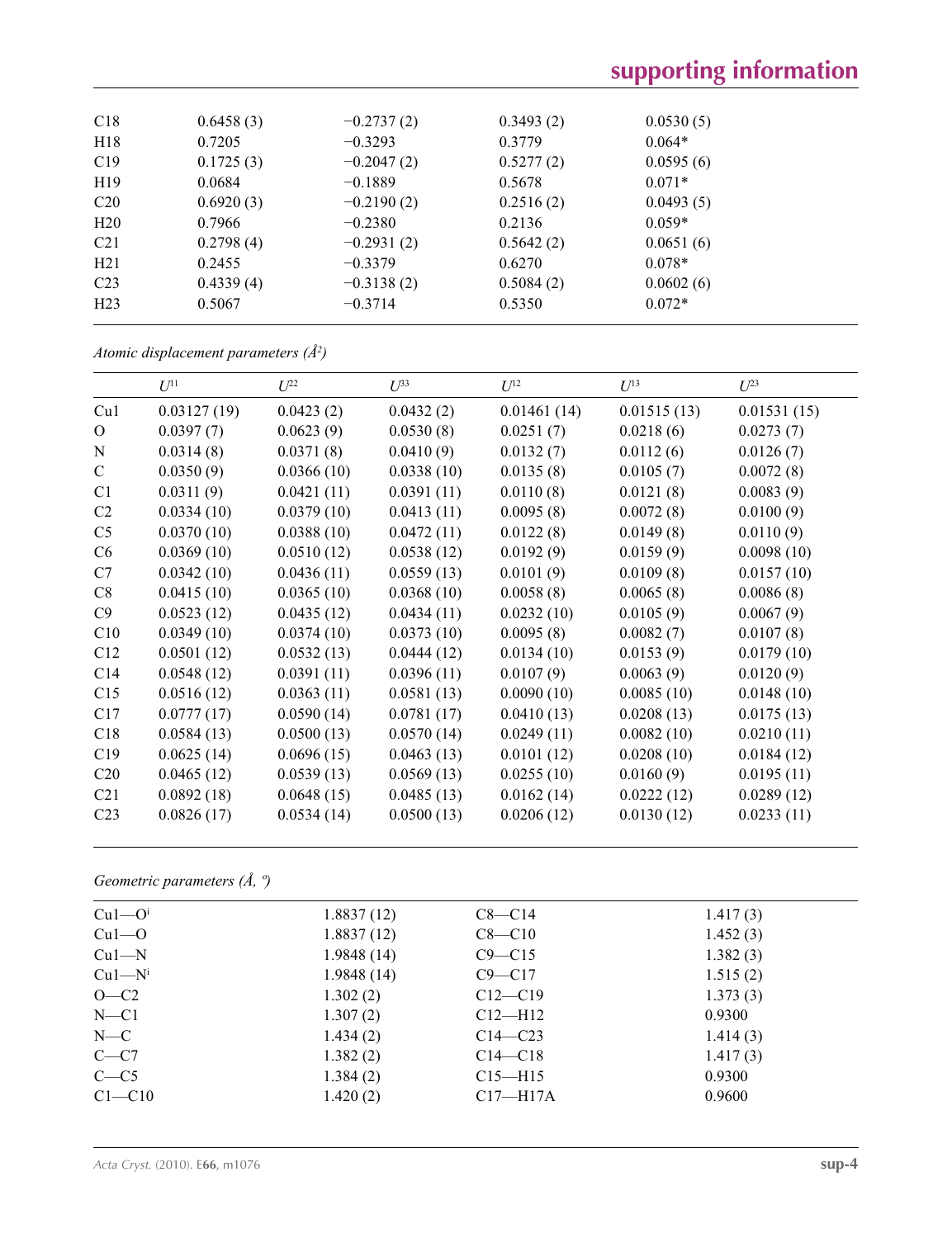| | | | | |
|---|---|---|---|---|
| C18 | 0.6458 (3) | −0.2737 (2) | 0.3493 (2) | 0.0530 (5) |
| H18 | 0.7205 | −0.3293 | 0.3779 | 0.064* |
| C19 | 0.1725 (3) | −0.2047 (2) | 0.5277 (2) | 0.0595 (6) |
| H19 | 0.0684 | −0.1889 | 0.5678 | 0.071* |
| C20 | 0.6920 (3) | −0.2190 (2) | 0.2516 (2) | 0.0493 (5) |
| H20 | 0.7966 | −0.2380 | 0.2136 | 0.059* |
| C21 | 0.2798 (4) | −0.2931 (2) | 0.5642 (2) | 0.0651 (6) |
| H21 | 0.2455 | −0.3379 | 0.6270 | 0.078* |
| C23 | 0.4339 (4) | −0.3138 (2) | 0.5084 (2) | 0.0602 (6) |
| H23 | 0.5067 | −0.3714 | 0.5350 | 0.072* |

*Atomic displacement parameters ($Å^2$)*

| | $U^{11}$ | $U^{22}$ | $U^{33}$ | $U^{12}$ | $U^{13}$ | $U^{23}$ |
|---|---|---|---|---|---|---|
| Cu1 | 0.03127 (19) | 0.0423 (2) | 0.0432 (2) | 0.01461 (14) | 0.01515 (13) | 0.01531 (15) |
| O | 0.0397 (7) | 0.0623 (9) | 0.0530 (8) | 0.0251 (7) | 0.0218 (6) | 0.0273 (7) |
| N | 0.0314 (8) | 0.0371 (8) | 0.0410 (9) | 0.0132 (7) | 0.0112 (6) | 0.0126 (7) |
| C | 0.0350 (9) | 0.0366 (10) | 0.0338 (10) | 0.0135 (8) | 0.0105 (7) | 0.0072 (8) |
| C1 | 0.0311 (9) | 0.0421 (11) | 0.0391 (11) | 0.0110 (8) | 0.0121 (8) | 0.0083 (9) |
| C2 | 0.0334 (10) | 0.0379 (10) | 0.0413 (11) | 0.0095 (8) | 0.0072 (8) | 0.0100 (9) |
| C5 | 0.0370 (10) | 0.0388 (10) | 0.0472 (11) | 0.0122 (8) | 0.0149 (8) | 0.0110 (9) |
| C6 | 0.0369 (10) | 0.0510 (12) | 0.0538 (12) | 0.0192 (9) | 0.0159 (9) | 0.0098 (10) |
| C7 | 0.0342 (10) | 0.0436 (11) | 0.0559 (13) | 0.0101 (9) | 0.0109 (8) | 0.0157 (10) |
| C8 | 0.0415 (10) | 0.0365 (10) | 0.0368 (10) | 0.0058 (8) | 0.0065 (8) | 0.0086 (8) |
| C9 | 0.0523 (12) | 0.0435 (12) | 0.0434 (11) | 0.0232 (10) | 0.0105 (9) | 0.0067 (9) |
| C10 | 0.0349 (10) | 0.0374 (10) | 0.0373 (10) | 0.0095 (8) | 0.0082 (7) | 0.0107 (8) |
| C12 | 0.0501 (12) | 0.0532 (13) | 0.0444 (12) | 0.0134 (10) | 0.0153 (9) | 0.0179 (10) |
| C14 | 0.0548 (12) | 0.0391 (11) | 0.0396 (11) | 0.0107 (9) | 0.0063 (9) | 0.0120 (9) |
| C15 | 0.0516 (12) | 0.0363 (11) | 0.0581 (13) | 0.0090 (10) | 0.0085 (10) | 0.0148 (10) |
| C17 | 0.0777 (17) | 0.0590 (14) | 0.0781 (17) | 0.0410 (13) | 0.0208 (13) | 0.0175 (13) |
| C18 | 0.0584 (13) | 0.0500 (13) | 0.0570 (14) | 0.0249 (11) | 0.0082 (10) | 0.0210 (11) |
| C19 | 0.0625 (14) | 0.0696 (15) | 0.0463 (13) | 0.0101 (12) | 0.0208 (10) | 0.0184 (12) |
| C20 | 0.0465 (12) | 0.0539 (13) | 0.0569 (13) | 0.0255 (10) | 0.0160 (9) | 0.0195 (11) |
| C21 | 0.0892 (18) | 0.0648 (15) | 0.0485 (13) | 0.0162 (14) | 0.0222 (12) | 0.0289 (12) |
| C23 | 0.0826 (17) | 0.0534 (14) | 0.0500 (13) | 0.0206 (12) | 0.0130 (12) | 0.0233 (11) |

*Geometric parameters (Å, º)*

| | | | |
|---|---|---|---|
| Cu1—O$^{i}$ | 1.8837 (12) | C8—C14 | 1.417 (3) |
| Cu1—O | 1.8837 (12) | C8—C10 | 1.452 (3) |
| Cu1—N | 1.9848 (14) | C9—C15 | 1.382 (3) |
| Cu1—N$^{i}$ | 1.9848 (14) | C9—C17 | 1.515 (2) |
| O—C2 | 1.302 (2) | C12—C19 | 1.373 (3) |
| N—C1 | 1.307 (2) | C12—H12 | 0.9300 |
| N—C | 1.434 (2) | C14—C23 | 1.414 (3) |
| C—C7 | 1.382 (2) | C14—C18 | 1.417 (3) |
| C—C5 | 1.384 (2) | C15—H15 | 0.9300 |
| C1—C10 | 1.420 (2) | C17—H17A | 0.9600 |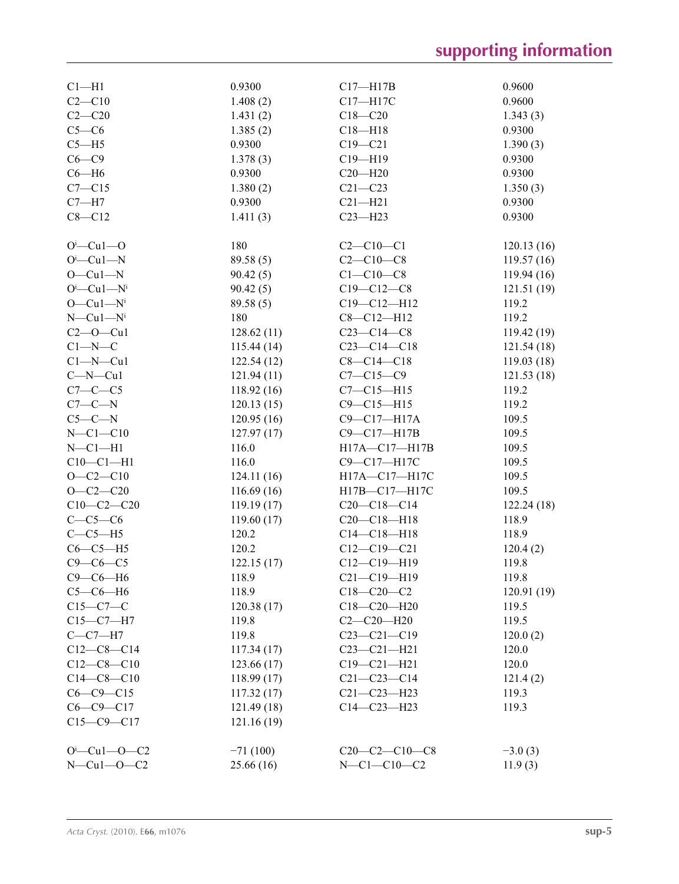| | | | |
|---|---|---|---|
| C1—H1 | 0.9300 | C17—H17B | 0.9600 |
| C2—C10 | 1.408 (2) | C17—H17C | 0.9600 |
| C2—C20 | 1.431 (2) | C18—C20 | 1.343 (3) |
| C5—C6 | 1.385 (2) | C18—H18 | 0.9300 |
| C5—H5 | 0.9300 | C19—C21 | 1.390 (3) |
| C6—C9 | 1.378 (3) | C19—H19 | 0.9300 |
| C6—H6 | 0.9300 | C20—H20 | 0.9300 |
| C7—C15 | 1.380 (2) | C21—C23 | 1.350 (3) |
| C7—H7 | 0.9300 | C21—H21 | 0.9300 |
| C8—C12 | 1.411 (3) | C23—H23 | 0.9300 |
| | | | |
| $O^i$—Cu1—O | 180 | C2—C10—C1 | 120.13 (16) |
| $O^i$—Cu1—N | 89.58 (5) | C2—C10—C8 | 119.57 (16) |
| O—Cu1—N | 90.42 (5) | C1—C10—C8 | 119.94 (16) |
| $O^i$—Cu1—$N^i$ | 90.42 (5) | C19—C12—C8 | 121.51 (19) |
| O—Cu1—$N^i$ | 89.58 (5) | C19—C12—H12 | 119.2 |
| N—Cu1—$N^i$ | 180 | C8—C12—H12 | 119.2 |
| C2—O—Cu1 | 128.62 (11) | C23—C14—C8 | 119.42 (19) |
| C1—N—C | 115.44 (14) | C23—C14—C18 | 121.54 (18) |
| C1—N—Cu1 | 122.54 (12) | C8—C14—C18 | 119.03 (18) |
| C—N—Cu1 | 121.94 (11) | C7—C15—C9 | 121.53 (18) |
| C7—C—C5 | 118.92 (16) | C7—C15—H15 | 119.2 |
| C7—C—N | 120.13 (15) | C9—C15—H15 | 119.2 |
| C5—C—N | 120.95 (16) | C9—C17—H17A | 109.5 |
| N—C1—C10 | 127.97 (17) | C9—C17—H17B | 109.5 |
| N—C1—H1 | 116.0 | H17A—C17—H17B | 109.5 |
| C10—C1—H1 | 116.0 | C9—C17—H17C | 109.5 |
| O—C2—C10 | 124.11 (16) | H17A—C17—H17C | 109.5 |
| O—C2—C20 | 116.69 (16) | H17B—C17—H17C | 109.5 |
| C10—C2—C20 | 119.19 (17) | C20—C18—C14 | 122.24 (18) |
| C—C5—C6 | 119.60 (17) | C20—C18—H18 | 118.9 |
| C—C5—H5 | 120.2 | C14—C18—H18 | 118.9 |
| C6—C5—H5 | 120.2 | C12—C19—C21 | 120.4 (2) |
| C9—C6—C5 | 122.15 (17) | C12—C19—H19 | 119.8 |
| C9—C6—H6 | 118.9 | C21—C19—H19 | 119.8 |
| C5—C6—H6 | 118.9 | C18—C20—C2 | 120.91 (19) |
| C15—C7—C | 120.38 (17) | C18—C20—H20 | 119.5 |
| C15—C7—H7 | 119.8 | C2—C20—H20 | 119.5 |
| C—C7—H7 | 119.8 | C23—C21—C19 | 120.0 (2) |
| C12—C8—C14 | 117.34 (17) | C23—C21—H21 | 120.0 |
| C12—C8—C10 | 123.66 (17) | C19—C21—H21 | 120.0 |
| C14—C8—C10 | 118.99 (17) | C21—C23—C14 | 121.4 (2) |
| C6—C9—C15 | 117.32 (17) | C21—C23—H23 | 119.3 |
| C6—C9—C17 | 121.49 (18) | C14—C23—H23 | 119.3 |
| C15—C9—C17 | 121.16 (19) | | |
| | | | |
| $O^i$—Cu1—O—C2 | −71 (100) | C20—C2—C10—C8 | −3.0 (3) |
| N—Cu1—O—C2 | 25.66 (16) | N—C1—C10—C2 | 11.9 (3) |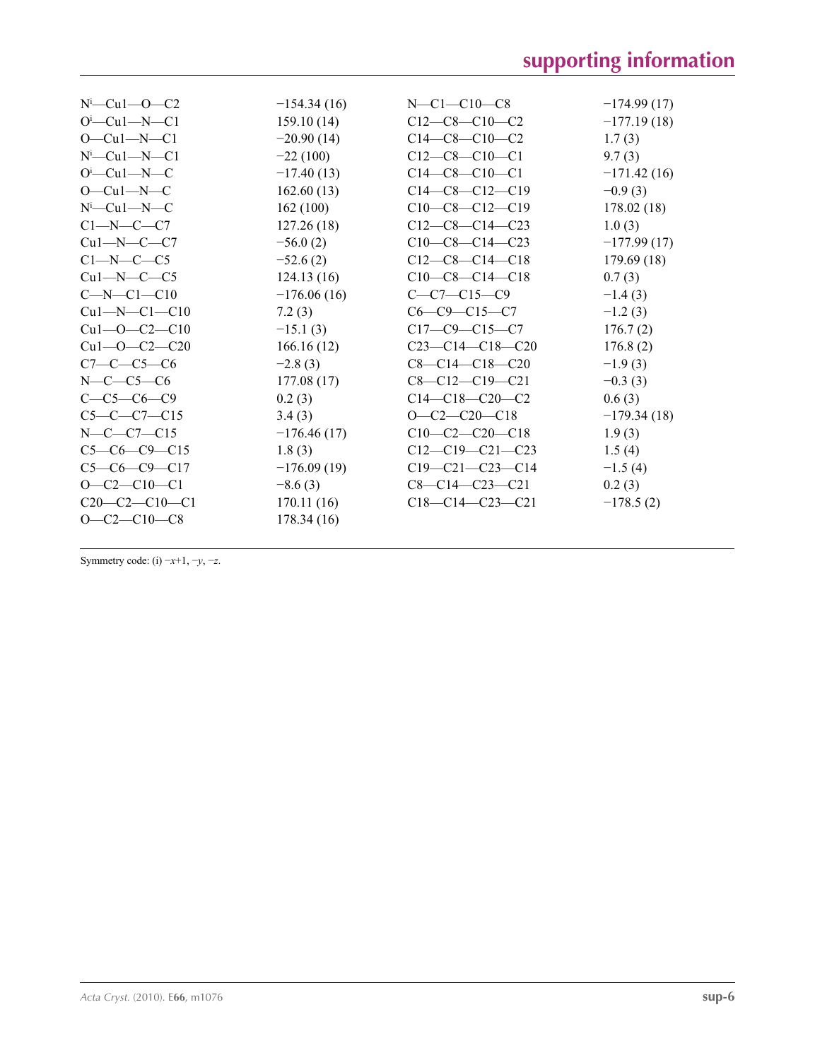| | | | |
|---|---|---|---|
| N$^{i}$—Cu1—O—C2 | −154.34 (16) | N—C1—C10—C8 | −174.99 (17) |
| O$^{i}$—Cu1—N—C1 | 159.10 (14) | C12—C8—C10—C2 | −177.19 (18) |
| O—Cu1—N—C1 | −20.90 (14) | C14—C8—C10—C2 | 1.7 (3) |
| N$^{i}$—Cu1—N—C1 | −22 (100) | C12—C8—C10—C1 | 9.7 (3) |
| O$^{i}$—Cu1—N—C | −17.40 (13) | C14—C8—C10—C1 | −171.42 (16) |
| O—Cu1—N—C | 162.60 (13) | C14—C8—C12—C19 | −0.9 (3) |
| N$^{i}$—Cu1—N—C | 162 (100) | C10—C8—C12—C19 | 178.02 (18) |
| C1—N—C—C7 | 127.26 (18) | C12—C8—C14—C23 | 1.0 (3) |
| Cu1—N—C—C7 | −56.0 (2) | C10—C8—C14—C23 | −177.99 (17) |
| C1—N—C—C5 | −52.6 (2) | C12—C8—C14—C18 | 179.69 (18) |
| Cu1—N—C—C5 | 124.13 (16) | C10—C8—C14—C18 | 0.7 (3) |
| C—N—C1—C10 | −176.06 (16) | C—C7—C15—C9 | −1.4 (3) |
| Cu1—N—C1—C10 | 7.2 (3) | C6—C9—C15—C7 | −1.2 (3) |
| Cu1—O—C2—C10 | −15.1 (3) | C17—C9—C15—C7 | 176.7 (2) |
| Cu1—O—C2—C20 | 166.16 (12) | C23—C14—C18—C20 | 176.8 (2) |
| C7—C—C5—C6 | −2.8 (3) | C8—C14—C18—C20 | −1.9 (3) |
| N—C—C5—C6 | 177.08 (17) | C8—C12—C19—C21 | −0.3 (3) |
| C—C5—C6—C9 | 0.2 (3) | C14—C18—C20—C2 | 0.6 (3) |
| C5—C—C7—C15 | 3.4 (3) | O—C2—C20—C18 | −179.34 (18) |
| N—C—C7—C15 | −176.46 (17) | C10—C2—C20—C18 | 1.9 (3) |
| C5—C6—C9—C15 | 1.8 (3) | C12—C19—C21—C23 | 1.5 (4) |
| C5—C6—C9—C17 | −176.09 (19) | C19—C21—C23—C14 | −1.5 (4) |
| O—C2—C10—C1 | −8.6 (3) | C8—C14—C23—C21 | 0.2 (3) |
| C20—C2—C10—C1 | 170.11 (16) | C18—C14—C23—C21 | −178.5 (2) |
| O—C2—C10—C8 | 178.34 (16) | | |

Symmetry code: (i) −*x*+1, −*y*, −*z*.